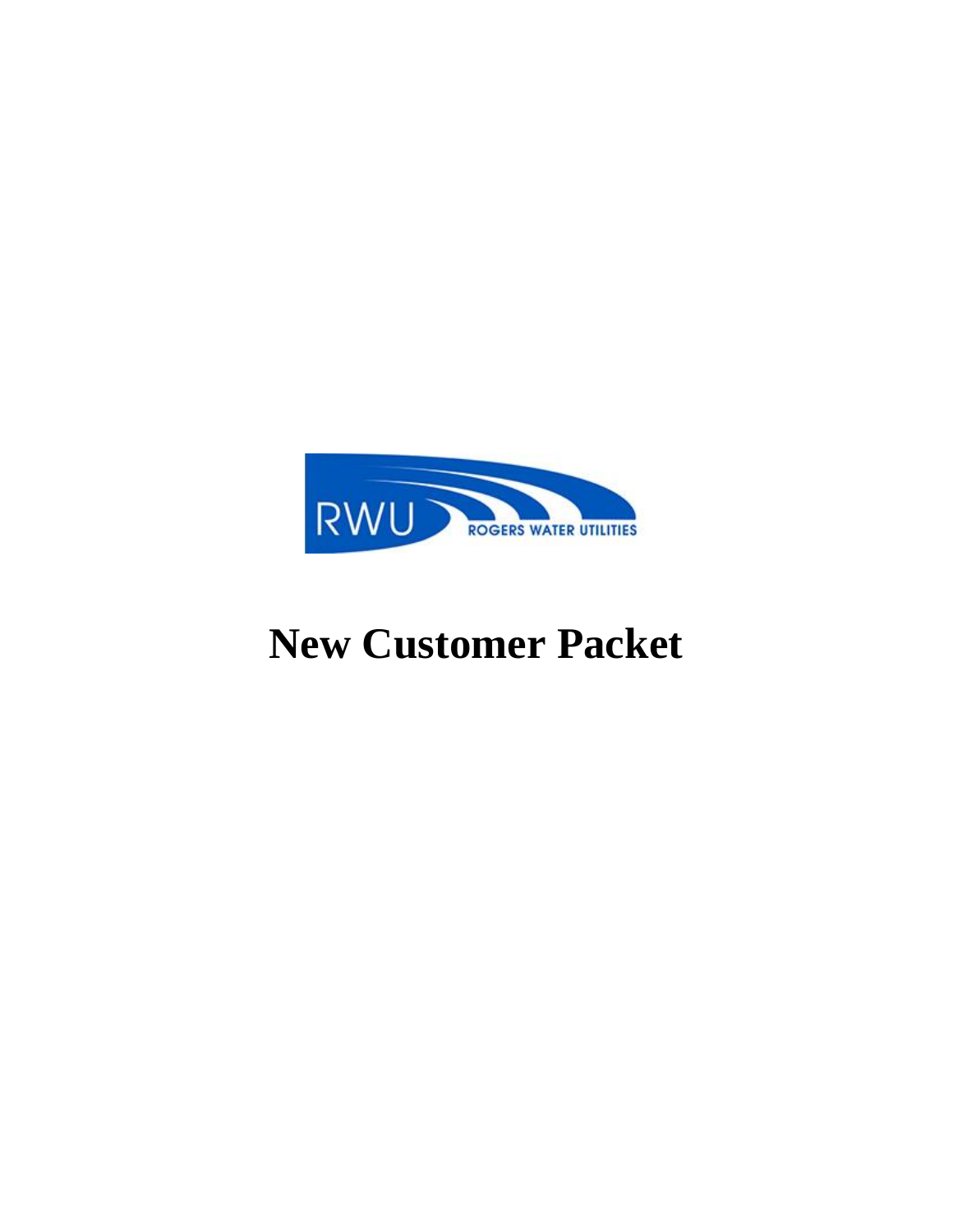RWU ROGERS WATER UTILITIES

# New Customer Packet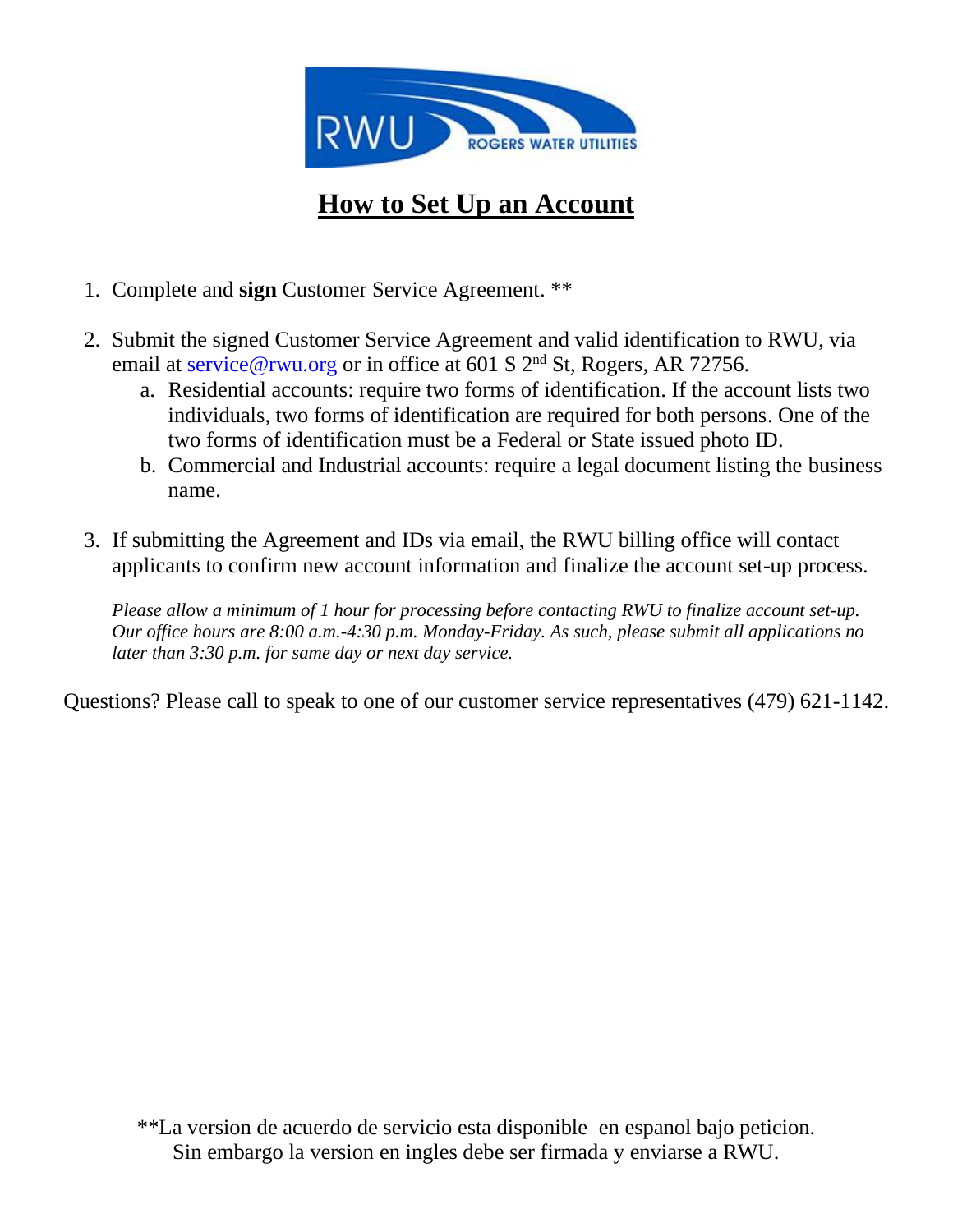# How to Set Up an Account

1. Complete and **sign** Customer Service Agreement. **

2. Submit the signed Customer Service Agreement and valid identification to RWU, via email at service@rwu.org or in office at 601 S 2nd St, Rogers, AR 72756.
   a. Residential accounts: require two forms of identification. If the account lists two individuals, two forms of identification are required for both persons. One of the two forms of identification must be a Federal or State issued photo ID.
   b. Commercial and Industrial accounts: require a legal document listing the business name.

3. If submitting the Agreement and IDs via email, the RWU billing office will contact applicants to confirm new account information and finalize the account set-up process.

   *Please allow a minimum of 1 hour for processing before contacting RWU to finalize account set-up. Our office hours are 8:00 a.m.-4:30 p.m. Monday-Friday. As such, please submit all applications no later than 3:30 p.m. for same day or next day service.*

Questions? Please call to speak to one of our customer service representatives (479) 621-1142.

**La version de acuerdo de servicio esta disponible en espanol bajo peticion. Sin embargo la version en ingles debe ser firmada y enviarse a RWU.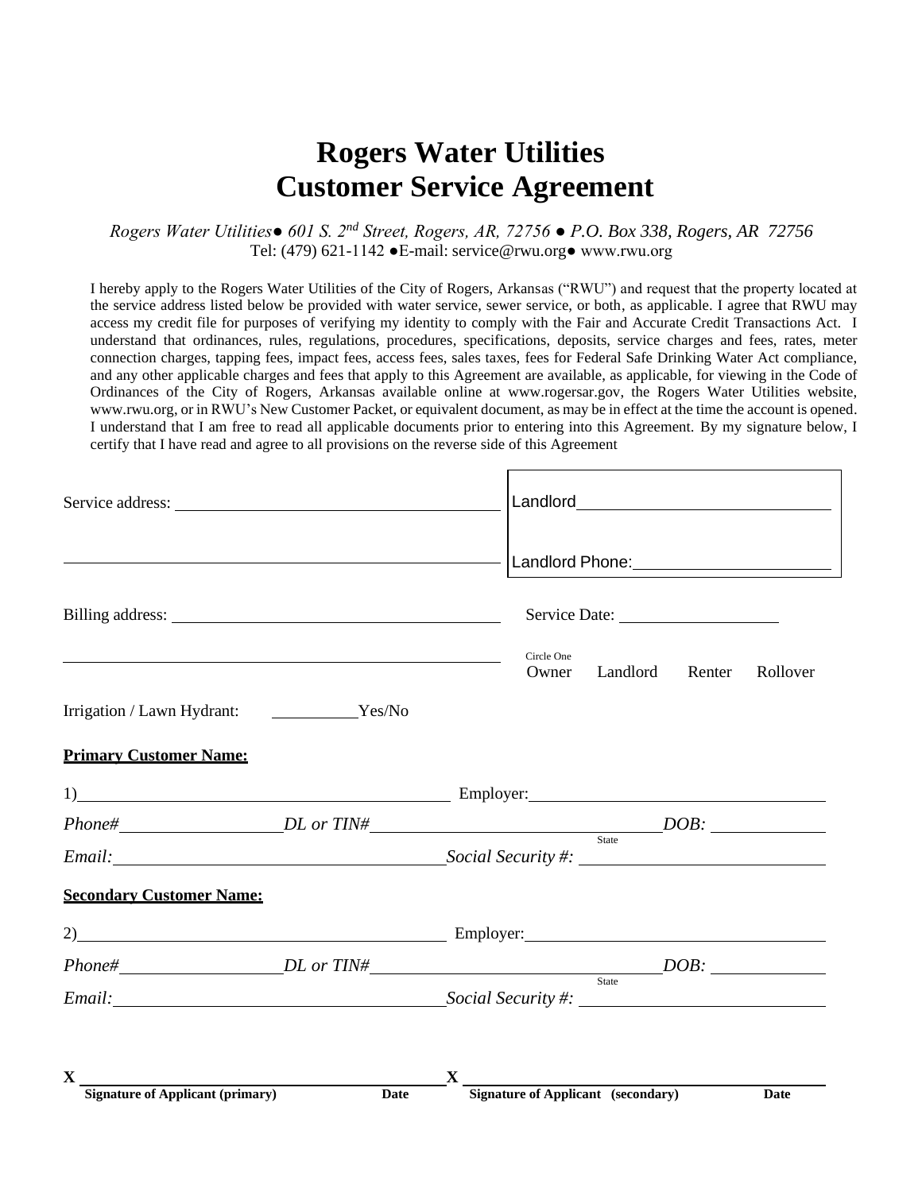# Rogers Water Utilities
# Customer Service Agreement

*Rogers Water Utilities● 601 S. 2nd Street, Rogers, AR, 72756 ● P.O. Box 338, Rogers, AR 72756*
Tel: (479) 621-1142 ●E-mail: service@rwu.org● www.rwu.org

I hereby apply to the Rogers Water Utilities of the City of Rogers, Arkansas ("RWU") and request that the property located at the service address listed below be provided with water service, sewer service, or both, as applicable. I agree that RWU may access my credit file for purposes of verifying my identity to comply with the Fair and Accurate Credit Transactions Act. I understand that ordinances, rules, regulations, procedures, specifications, deposits, service charges and fees, rates, meter connection charges, tapping fees, impact fees, access fees, sales taxes, fees for Federal Safe Drinking Water Act compliance, and any other applicable charges and fees that apply to this Agreement are available, as applicable, for viewing in the Code of Ordinances of the City of Rogers, Arkansas available online at www.rogersar.gov, the Rogers Water Utilities website, www.rwu.org, or in RWU's New Customer Packet, or equivalent document, as may be in effect at the time the account is opened. I understand that I am free to read all applicable documents prior to entering into this Agreement. By my signature below, I certify that I have read and agree to all provisions on the reverse side of this Agreement

Service address: ______________________________________

______________________________________________________

Landlord ______________________________

Landlord Phone: ______________________

Billing address: ______________________________________

______________________________________________________

Service Date: ____________________

Circle One
Owner Landlord Renter Rollover

Irrigation / Lawn Hydrant: __________Yes/No

**Primary Customer Name:**

1)__________________________________________ Employer: ____________________________________

*Phone#*__________________ *DL or TIN#*____________________________ State *DOB:* ____________

*Email:*_____________________________________ *Social Security #:* ___________________________

**Secondary Customer Name:**

2)__________________________________________ Employer: ____________________________________

*Phone#*__________________ *DL or TIN#*____________________________ State *DOB:* ____________

*Email:*_____________________________________ *Social Security #:* ___________________________

**X** ______________________________________ **X** ______________________________________
**Signature of Applicant (primary) Date** **Signature of Applicant (secondary) Date**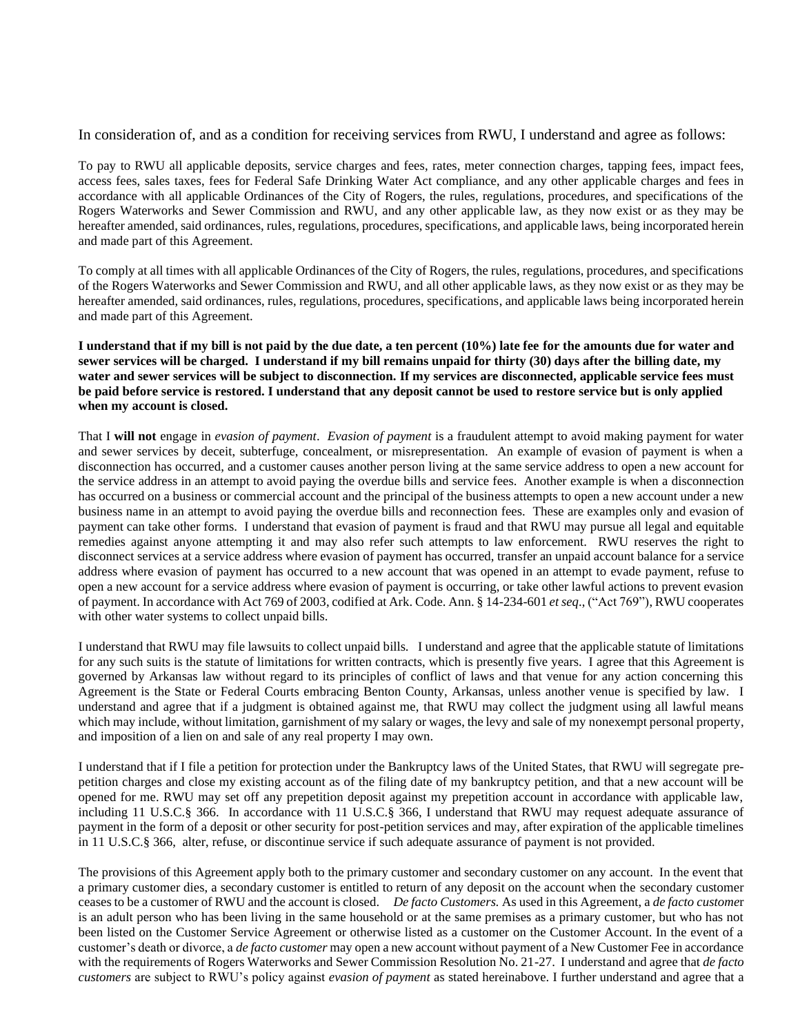In consideration of, and as a condition for receiving services from RWU, I understand and agree as follows:

To pay to RWU all applicable deposits, service charges and fees, rates, meter connection charges, tapping fees, impact fees, access fees, sales taxes, fees for Federal Safe Drinking Water Act compliance, and any other applicable charges and fees in accordance with all applicable Ordinances of the City of Rogers, the rules, regulations, procedures, and specifications of the Rogers Waterworks and Sewer Commission and RWU, and any other applicable law, as they now exist or as they may be hereafter amended, said ordinances, rules, regulations, procedures, specifications, and applicable laws, being incorporated herein and made part of this Agreement.

To comply at all times with all applicable Ordinances of the City of Rogers, the rules, regulations, procedures, and specifications of the Rogers Waterworks and Sewer Commission and RWU, and all other applicable laws, as they now exist or as they may be hereafter amended, said ordinances, rules, regulations, procedures, specifications, and applicable laws being incorporated herein and made part of this Agreement.

**I understand that if my bill is not paid by the due date, a ten percent (10%) late fee for the amounts due for water and sewer services will be charged. I understand if my bill remains unpaid for thirty (30) days after the billing date, my water and sewer services will be subject to disconnection. If my services are disconnected, applicable service fees must be paid before service is restored. I understand that any deposit cannot be used to restore service but is only applied when my account is closed.**

That I **will not** engage in *evasion of payment*. *Evasion of payment* is a fraudulent attempt to avoid making payment for water and sewer services by deceit, subterfuge, concealment, or misrepresentation. An example of evasion of payment is when a disconnection has occurred, and a customer causes another person living at the same service address to open a new account for the service address in an attempt to avoid paying the overdue bills and service fees. Another example is when a disconnection has occurred on a business or commercial account and the principal of the business attempts to open a new account under a new business name in an attempt to avoid paying the overdue bills and reconnection fees. These are examples only and evasion of payment can take other forms. I understand that evasion of payment is fraud and that RWU may pursue all legal and equitable remedies against anyone attempting it and may also refer such attempts to law enforcement. RWU reserves the right to disconnect services at a service address where evasion of payment has occurred, transfer an unpaid account balance for a service address where evasion of payment has occurred to a new account that was opened in an attempt to evade payment, refuse to open a new account for a service address where evasion of payment is occurring, or take other lawful actions to prevent evasion of payment. In accordance with Act 769 of 2003, codified at Ark. Code. Ann. § 14-234-601 *et seq*., ("Act 769"), RWU cooperates with other water systems to collect unpaid bills.

I understand that RWU may file lawsuits to collect unpaid bills. I understand and agree that the applicable statute of limitations for any such suits is the statute of limitations for written contracts, which is presently five years. I agree that this Agreement is governed by Arkansas law without regard to its principles of conflict of laws and that venue for any action concerning this Agreement is the State or Federal Courts embracing Benton County, Arkansas, unless another venue is specified by law. I understand and agree that if a judgment is obtained against me, that RWU may collect the judgment using all lawful means which may include, without limitation, garnishment of my salary or wages, the levy and sale of my nonexempt personal property, and imposition of a lien on and sale of any real property I may own.

I understand that if I file a petition for protection under the Bankruptcy laws of the United States, that RWU will segregate pre-petition charges and close my existing account as of the filing date of my bankruptcy petition, and that a new account will be opened for me. RWU may set off any prepetition deposit against my prepetition account in accordance with applicable law, including 11 U.S.C.§ 366. In accordance with 11 U.S.C.§ 366, I understand that RWU may request adequate assurance of payment in the form of a deposit or other security for post-petition services and may, after expiration of the applicable timelines in 11 U.S.C.§ 366, alter, refuse, or discontinue service if such adequate assurance of payment is not provided.

The provisions of this Agreement apply both to the primary customer and secondary customer on any account. In the event that a primary customer dies, a secondary customer is entitled to return of any deposit on the account when the secondary customer ceases to be a customer of RWU and the account is closed. *De facto Customers.* As used in this Agreement, a *de facto customer* is an adult person who has been living in the same household or at the same premises as a primary customer, but who has not been listed on the Customer Service Agreement or otherwise listed as a customer on the Customer Account. In the event of a customer's death or divorce, a *de facto customer* may open a new account without payment of a New Customer Fee in accordance with the requirements of Rogers Waterworks and Sewer Commission Resolution No. 21-27. I understand and agree that *de facto customers* are subject to RWU's policy against *evasion of payment* as stated hereinabove. I further understand and agree that a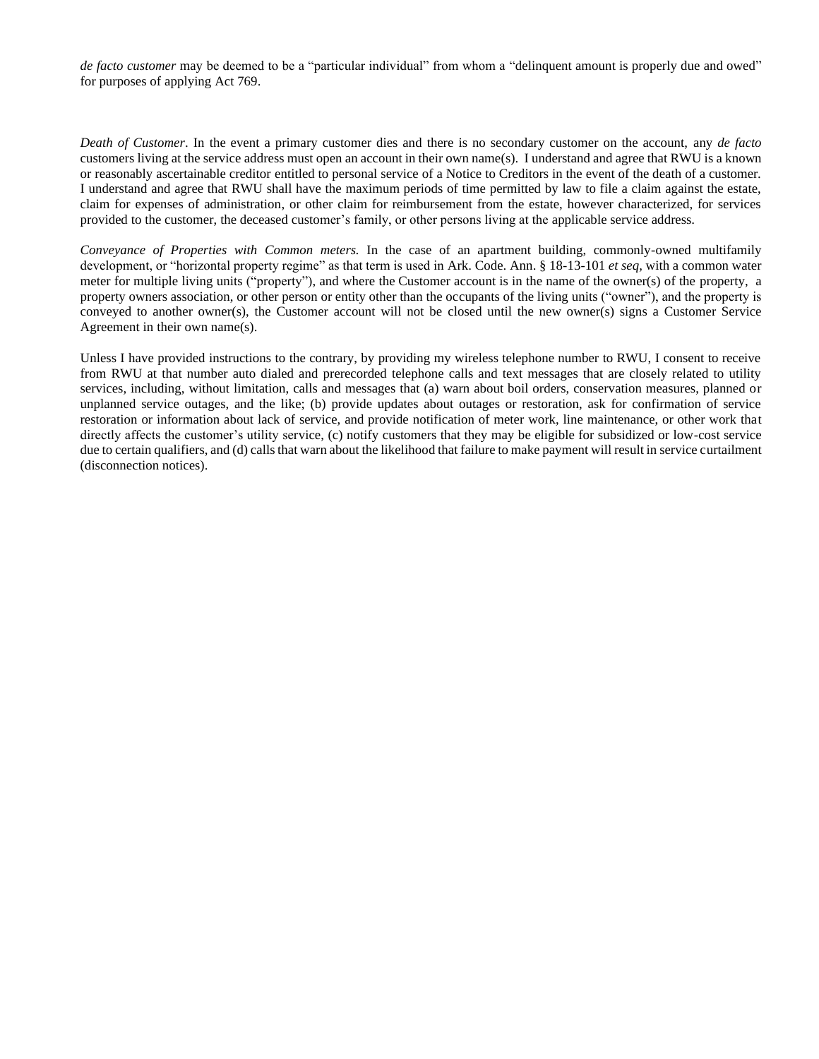*de facto customer* may be deemed to be a "particular individual" from whom a "delinquent amount is properly due and owed" for purposes of applying Act 769.

*Death of Customer*. In the event a primary customer dies and there is no secondary customer on the account, any *de facto* customers living at the service address must open an account in their own name(s). I understand and agree that RWU is a known or reasonably ascertainable creditor entitled to personal service of a Notice to Creditors in the event of the death of a customer. I understand and agree that RWU shall have the maximum periods of time permitted by law to file a claim against the estate, claim for expenses of administration, or other claim for reimbursement from the estate, however characterized, for services provided to the customer, the deceased customer's family, or other persons living at the applicable service address.

*Conveyance of Properties with Common meters.* In the case of an apartment building, commonly-owned multifamily development, or "horizontal property regime" as that term is used in Ark. Code. Ann. § 18-13-101 *et seq*, with a common water meter for multiple living units ("property"), and where the Customer account is in the name of the owner(s) of the property, a property owners association, or other person or entity other than the occupants of the living units ("owner"), and the property is conveyed to another owner(s), the Customer account will not be closed until the new owner(s) signs a Customer Service Agreement in their own name(s).

Unless I have provided instructions to the contrary, by providing my wireless telephone number to RWU, I consent to receive from RWU at that number auto dialed and prerecorded telephone calls and text messages that are closely related to utility services, including, without limitation, calls and messages that (a) warn about boil orders, conservation measures, planned or unplanned service outages, and the like; (b) provide updates about outages or restoration, ask for confirmation of service restoration or information about lack of service, and provide notification of meter work, line maintenance, or other work that directly affects the customer's utility service, (c) notify customers that they may be eligible for subsidized or low-cost service due to certain qualifiers, and (d) calls that warn about the likelihood that failure to make payment will result in service curtailment (disconnection notices).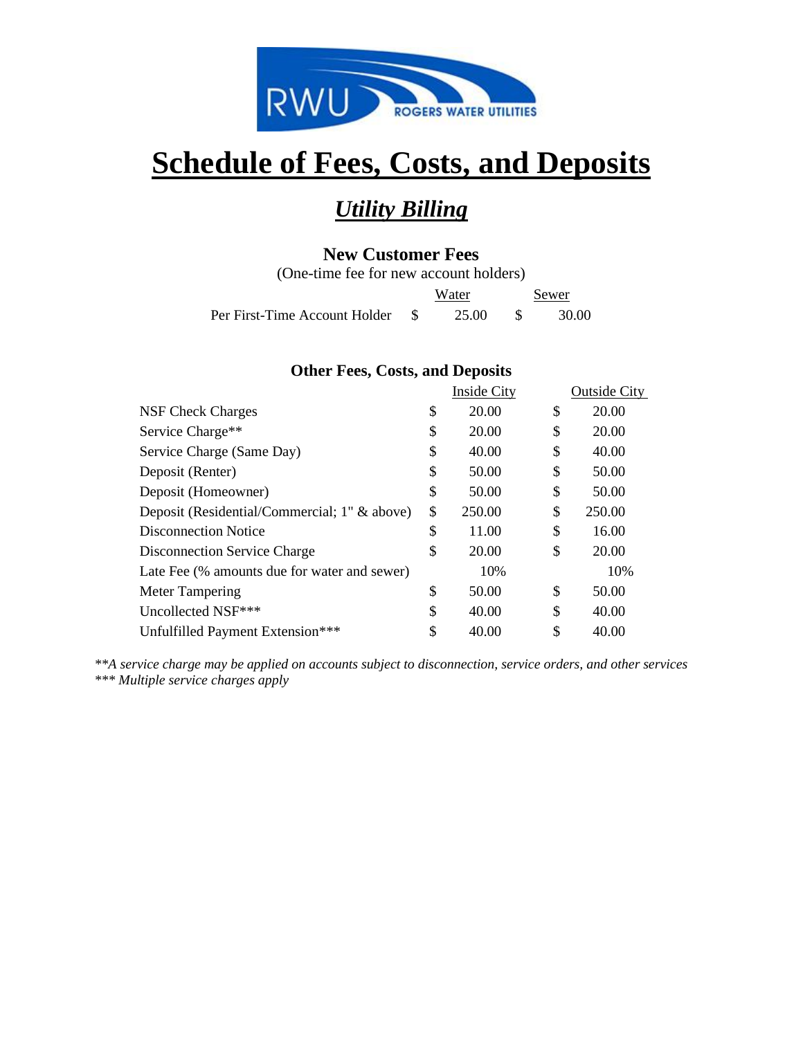# Schedule of Fees, Costs, and Deposits

## *Utility Billing*

### New Customer Fees

(One-time fee for new account holders)

| | Water | Sewer |
|---|---|---|
| Per First-Time Account Holder | $ 25.00 | $ 30.00 |

### Other Fees, Costs, and Deposits

| | Inside City | Outside City |
|---|---|---|
| NSF Check Charges | $ 20.00 | $ 20.00 |
| Service Charge** | $ 20.00 | $ 20.00 |
| Service Charge (Same Day) | $ 40.00 | $ 40.00 |
| Deposit (Renter) | $ 50.00 | $ 50.00 |
| Deposit (Homeowner) | $ 50.00 | $ 50.00 |
| Deposit (Residential/Commercial; 1" & above) | $ 250.00 | $ 250.00 |
| Disconnection Notice | $ 11.00 | $ 16.00 |
| Disconnection Service Charge | $ 20.00 | $ 20.00 |
| Late Fee (% amounts due for water and sewer) | 10% | 10% |
| Meter Tampering | $ 50.00 | $ 50.00 |
| Uncollected NSF*** | $ 40.00 | $ 40.00 |
| Unfulfilled Payment Extension*** | $ 40.00 | $ 40.00 |

*\*\*A service charge may be applied on accounts subject to disconnection, service orders, and other services*
*\*\*\* Multiple service charges apply*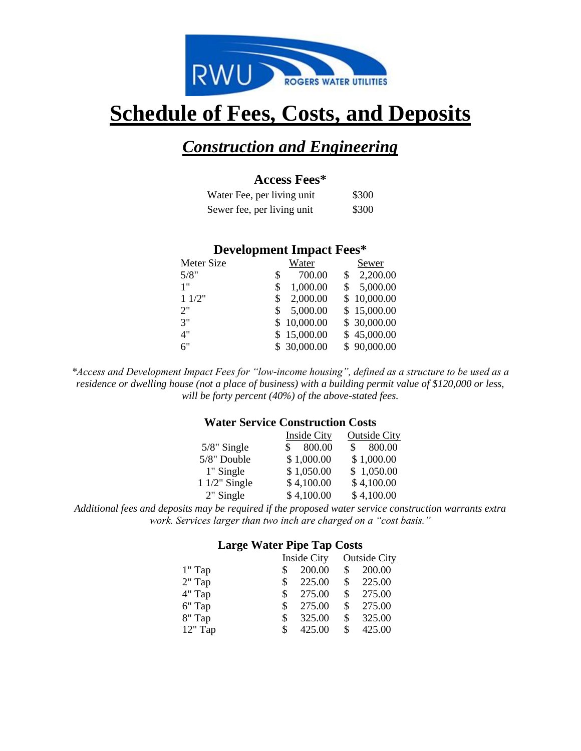# Schedule of Fees, Costs, and Deposits

## *Construction and Engineering*

### Access Fees*

| | |
|---|---|
| Water Fee, per living unit | $300 |
| Sewer fee, per living unit | $300 |

### Development Impact Fees*

| Meter Size | Water | Sewer |
|---|---|---|
| 5/8" | $ 700.00 | $ 2,200.00 |
| 1" | $ 1,000.00 | $ 5,000.00 |
| 1 1/2" | $ 2,000.00 | $ 10,000.00 |
| 2" | $ 5,000.00 | $ 15,000.00 |
| 3" | $ 10,000.00 | $ 30,000.00 |
| 4" | $ 15,000.00 | $ 45,000.00 |
| 6" | $ 30,000.00 | $ 90,000.00 |

*\*Access and Development Impact Fees for "low-income housing", defined as a structure to be used as a residence or dwelling house (not a place of business) with a building permit value of $120,000 or less, will be forty percent (40%) of the above-stated fees.*

### Water Service Construction Costs

| | Inside City | Outside City |
|---|---|---|
| 5/8" Single | $ 800.00 | $ 800.00 |
| 5/8" Double | $ 1,000.00 | $ 1,000.00 |
| 1" Single | $ 1,050.00 | $ 1,050.00 |
| 1 1/2" Single | $ 4,100.00 | $ 4,100.00 |
| 2" Single | $ 4,100.00 | $ 4,100.00 |

*Additional fees and deposits may be required if the proposed water service construction warrants extra work. Services larger than two inch are charged on a "cost basis."*

### Large Water Pipe Tap Costs

| | Inside City | Outside City |
|---|---|---|
| 1" Tap | $ 200.00 | $ 200.00 |
| 2" Tap | $ 225.00 | $ 225.00 |
| 4" Tap | $ 275.00 | $ 275.00 |
| 6" Tap | $ 275.00 | $ 275.00 |
| 8" Tap | $ 325.00 | $ 325.00 |
| 12" Tap | $ 425.00 | $ 425.00 |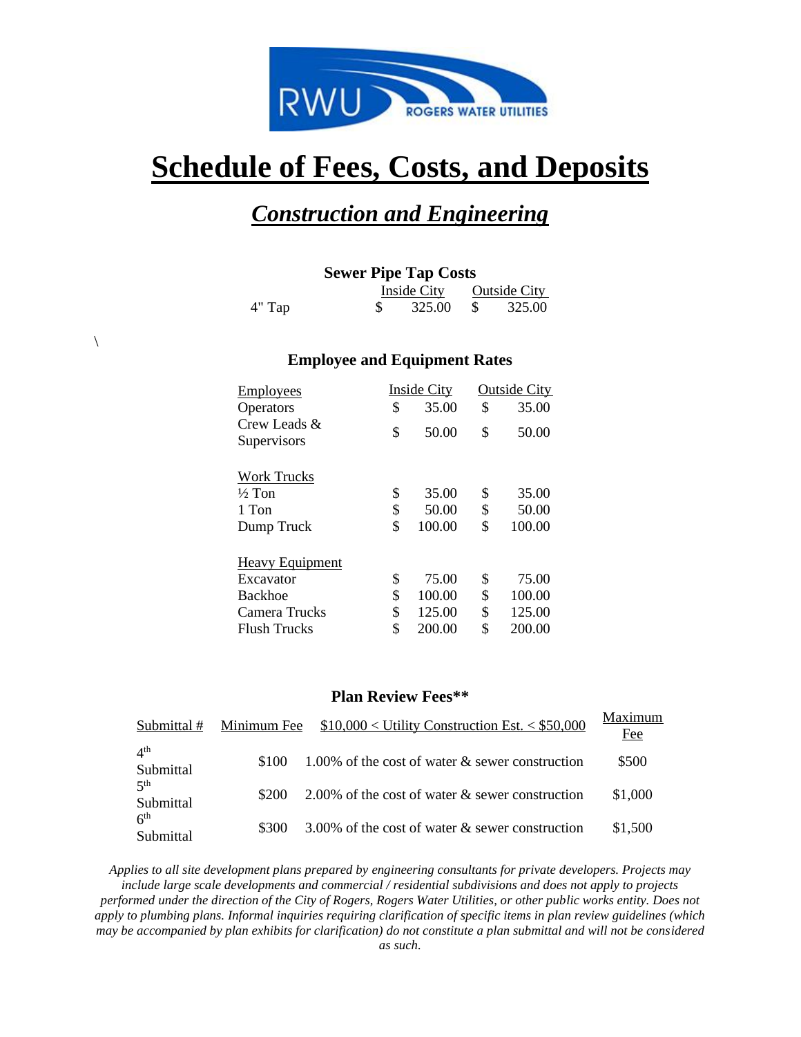# Schedule of Fees, Costs, and Deposits

## *Construction and Engineering*

### Sewer Pipe Tap Costs

| | Inside City | Outside City |
|---|---|---|
| 4" Tap | $ 325.00 | $ 325.00 |

\

### Employee and Equipment Rates

| | Inside City | Outside City |
|---|---|---|
| Employees | | |
| Operators | $ 35.00 | $ 35.00 |
| Crew Leads & Supervisors | $ 50.00 | $ 50.00 |
| Work Trucks | | |
| ½ Ton | $ 35.00 | $ 35.00 |
| 1 Ton | $ 50.00 | $ 50.00 |
| Dump Truck | $ 100.00 | $ 100.00 |
| Heavy Equipment | | |
| Excavator | $ 75.00 | $ 75.00 |
| Backhoe | $ 100.00 | $ 100.00 |
| Camera Trucks | $ 125.00 | $ 125.00 |
| Flush Trucks | $ 200.00 | $ 200.00 |

### Plan Review Fees**

| Submittal # | Minimum Fee | $10,000 < Utility Construction Est. < $50,000 | Maximum Fee |
|---|---|---|---|
| 4th Submittal | $100 | 1.00% of the cost of water & sewer construction | $500 |
| 5th Submittal | $200 | 2.00% of the cost of water & sewer construction | $1,000 |
| 6th Submittal | $300 | 3.00% of the cost of water & sewer construction | $1,500 |

*Applies to all site development plans prepared by engineering consultants for private developers. Projects may include large scale developments and commercial / residential subdivisions and does not apply to projects performed under the direction of the City of Rogers, Rogers Water Utilities, or other public works entity. Does not apply to plumbing plans. Informal inquiries requiring clarification of specific items in plan review guidelines (which may be accompanied by plan exhibits for clarification) do not constitute a plan submittal and will not be considered as such.*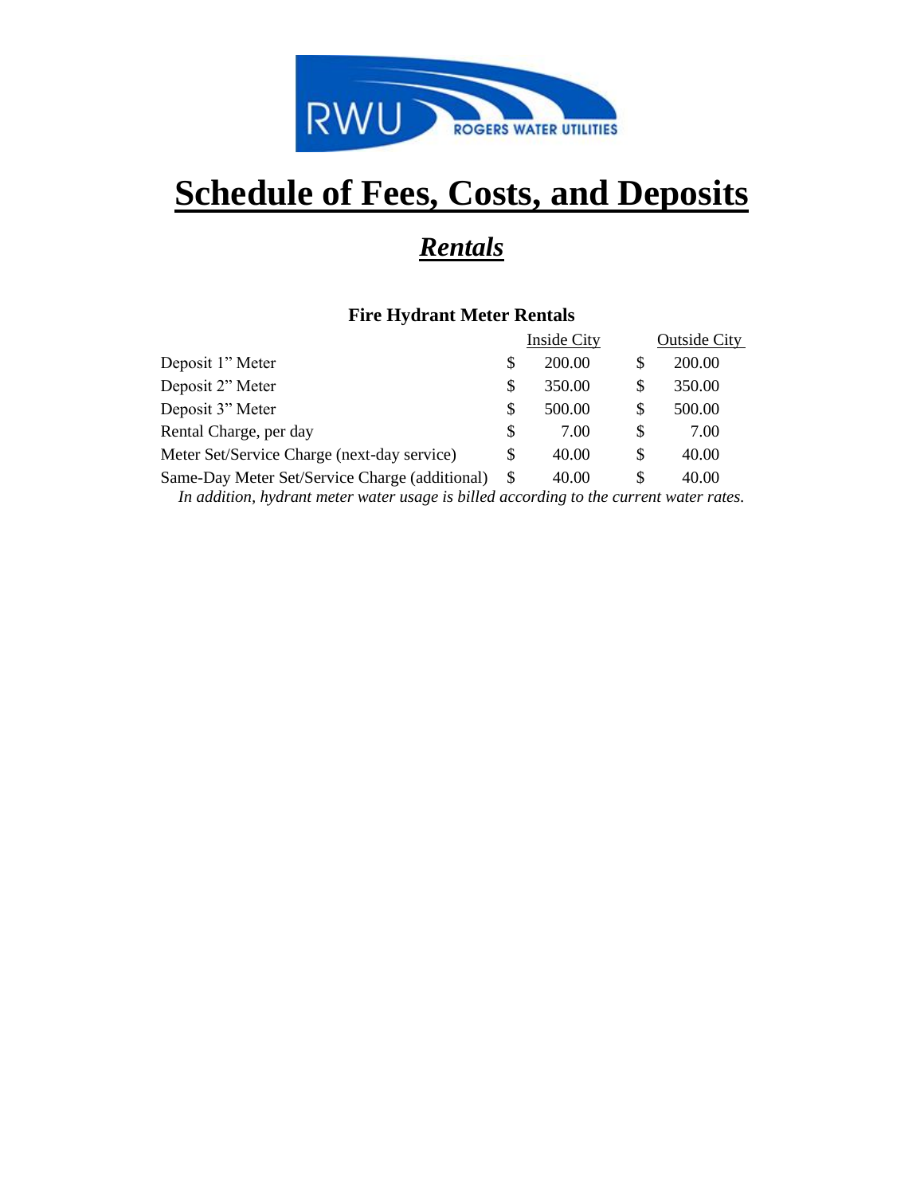# Schedule of Fees, Costs, and Deposits

## *Rentals*

### Fire Hydrant Meter Rentals

| | Inside City | Outside City |
|---|---|---|
| Deposit 1" Meter | $ 200.00 | $ 200.00 |
| Deposit 2" Meter | $ 350.00 | $ 350.00 |
| Deposit 3" Meter | $ 500.00 | $ 500.00 |
| Rental Charge, per day | $ 7.00 | $ 7.00 |
| Meter Set/Service Charge (next-day service) | $ 40.00 | $ 40.00 |
| Same-Day Meter Set/Service Charge (additional) | $ 40.00 | $ 40.00 |

*In addition, hydrant meter water usage is billed according to the current water rates.*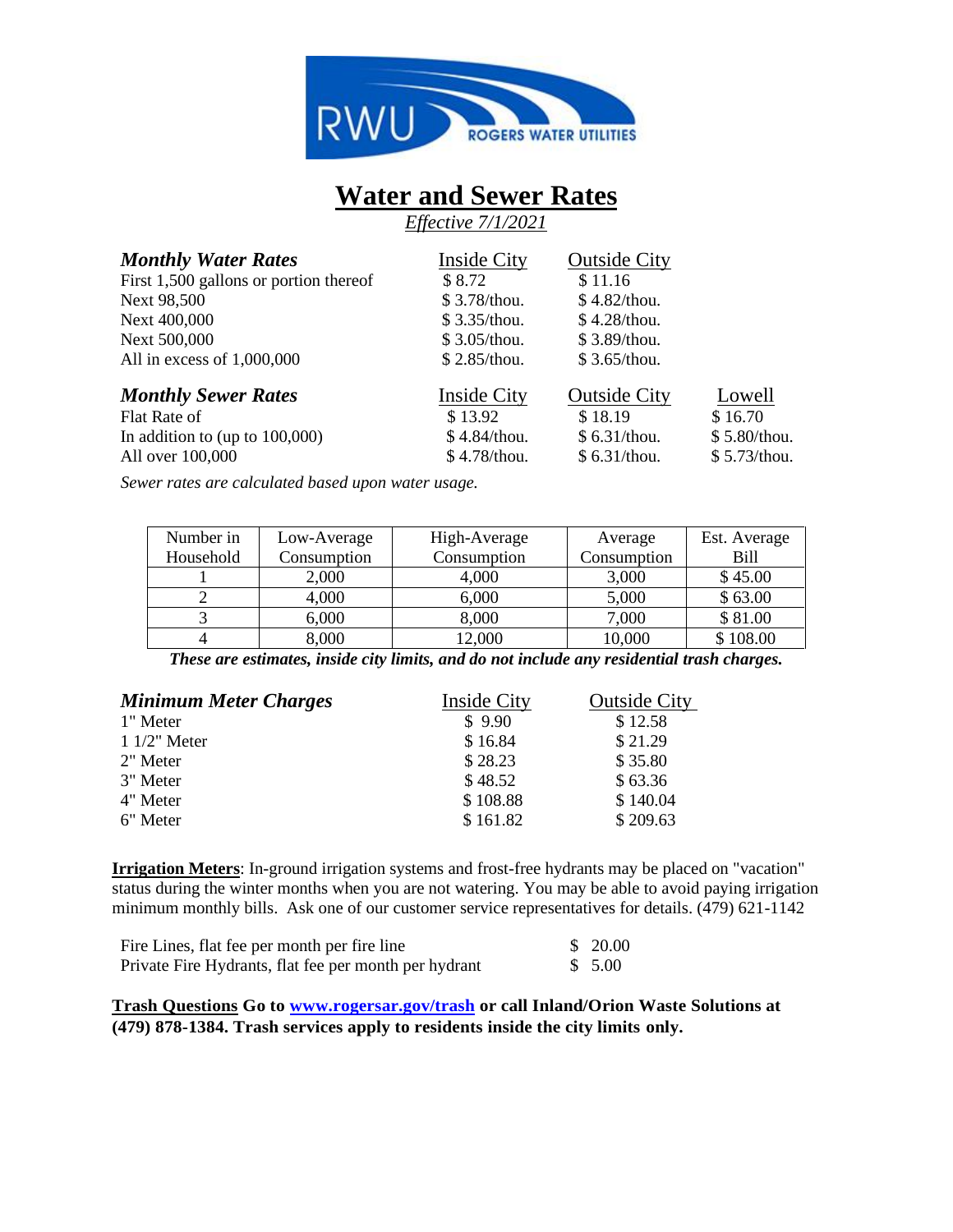RWU ROGERS WATER UTILITIES

# Water and Sewer Rates

*Effective 7/1/2021*

| ***Monthly Water Rates*** | Inside City | Outside City |
|---|---|---|
| First 1,500 gallons or portion thereof | $ 8.72 | $ 11.16 |
| Next 98,500 | $ 3.78/thou. | $ 4.82/thou. |
| Next 400,000 | $ 3.35/thou. | $ 4.28/thou. |
| Next 500,000 | $ 3.05/thou. | $ 3.89/thou. |
| All in excess of 1,000,000 | $ 2.85/thou. | $ 3.65/thou. |

| ***Monthly Sewer Rates*** | Inside City | Outside City | Lowell |
|---|---|---|---|
| Flat Rate of | $ 13.92 | $ 18.19 | $ 16.70 |
| In addition to (up to 100,000) | $ 4.84/thou. | $ 6.31/thou. | $ 5.80/thou. |
| All over 100,000 | $ 4.78/thou. | $ 6.31/thou. | $ 5.73/thou. |

*Sewer rates are calculated based upon water usage.*

| Number in Household | Low-Average Consumption | High-Average Consumption | Average Consumption | Est. Average Bill |
|---|---|---|---|---|
| 1 | 2,000 | 4,000 | 3,000 | $ 45.00 |
| 2 | 4,000 | 6,000 | 5,000 | $ 63.00 |
| 3 | 6,000 | 8,000 | 7,000 | $ 81.00 |
| 4 | 8,000 | 12,000 | 10,000 | $ 108.00 |

***These are estimates, inside city limits, and do not include any residential trash charges.***

| ***Minimum Meter Charges*** | Inside City | Outside City |
|---|---|---|
| 1" Meter | $ 9.90 | $ 12.58 |
| 1 1/2" Meter | $ 16.84 | $ 21.29 |
| 2" Meter | $ 28.23 | $ 35.80 |
| 3" Meter | $ 48.52 | $ 63.36 |
| 4" Meter | $ 108.88 | $ 140.04 |
| 6" Meter | $ 161.82 | $ 209.63 |

**Irrigation Meters**: In-ground irrigation systems and frost-free hydrants may be placed on "vacation" status during the winter months when you are not watering. You may be able to avoid paying irrigation minimum monthly bills. Ask one of our customer service representatives for details. (479) 621-1142

| | |
|---|---|
| Fire Lines, flat fee per month per fire line | $ 20.00 |
| Private Fire Hydrants, flat fee per month per hydrant | $ 5.00 |

**Trash Questions Go to [www.rogersar.gov/trash](www.rogersar.gov/trash) or call Inland/Orion Waste Solutions at (479) 878-1384. Trash services apply to residents inside the city limits only.**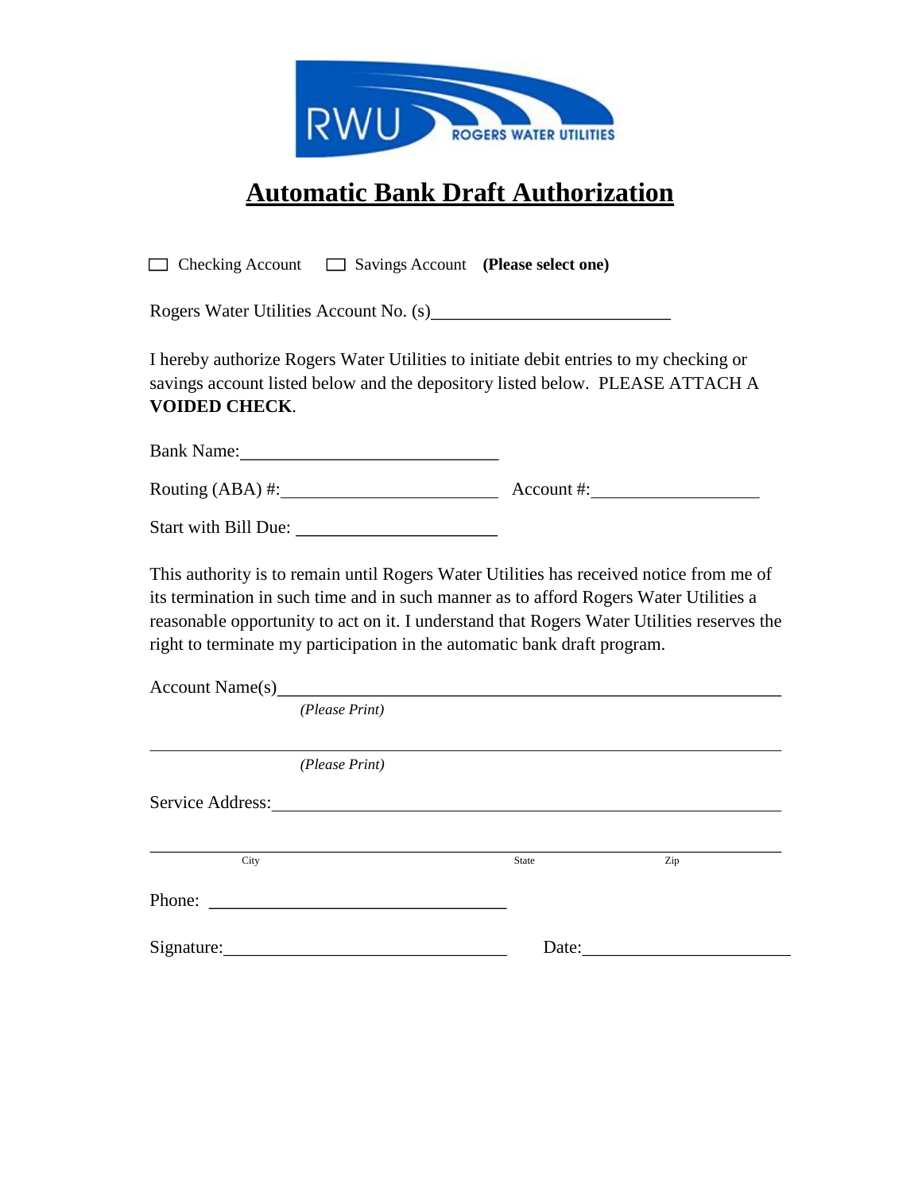RWU ROGERS WATER UTILITIES

# Automatic Bank Draft Authorization

☐ Checking Account ☐ Savings Account **(Please select one)**

Rogers Water Utilities Account No. (s)___________________________

I hereby authorize Rogers Water Utilities to initiate debit entries to my checking or savings account listed below and the depository listed below. PLEASE ATTACH A **VOIDED CHECK**.

Bank Name:_____________________________

Routing (ABA) #:________________________ Account #:__________________

Start with Bill Due: ______________________

This authority is to remain until Rogers Water Utilities has received notice from me of its termination in such time and in such manner as to afford Rogers Water Utilities a reasonable opportunity to act on it. I understand that Rogers Water Utilities reserves the right to terminate my participation in the automatic bank draft program.

Account Name(s)_________________________________________________________

*(Please Print)*

_________________________________________________________________________

*(Please Print)*

Service Address:_________________________________________________________

_________________________________________________________________________

City State Zip

Phone: __________________________________

Signature:________________________________ Date:______________________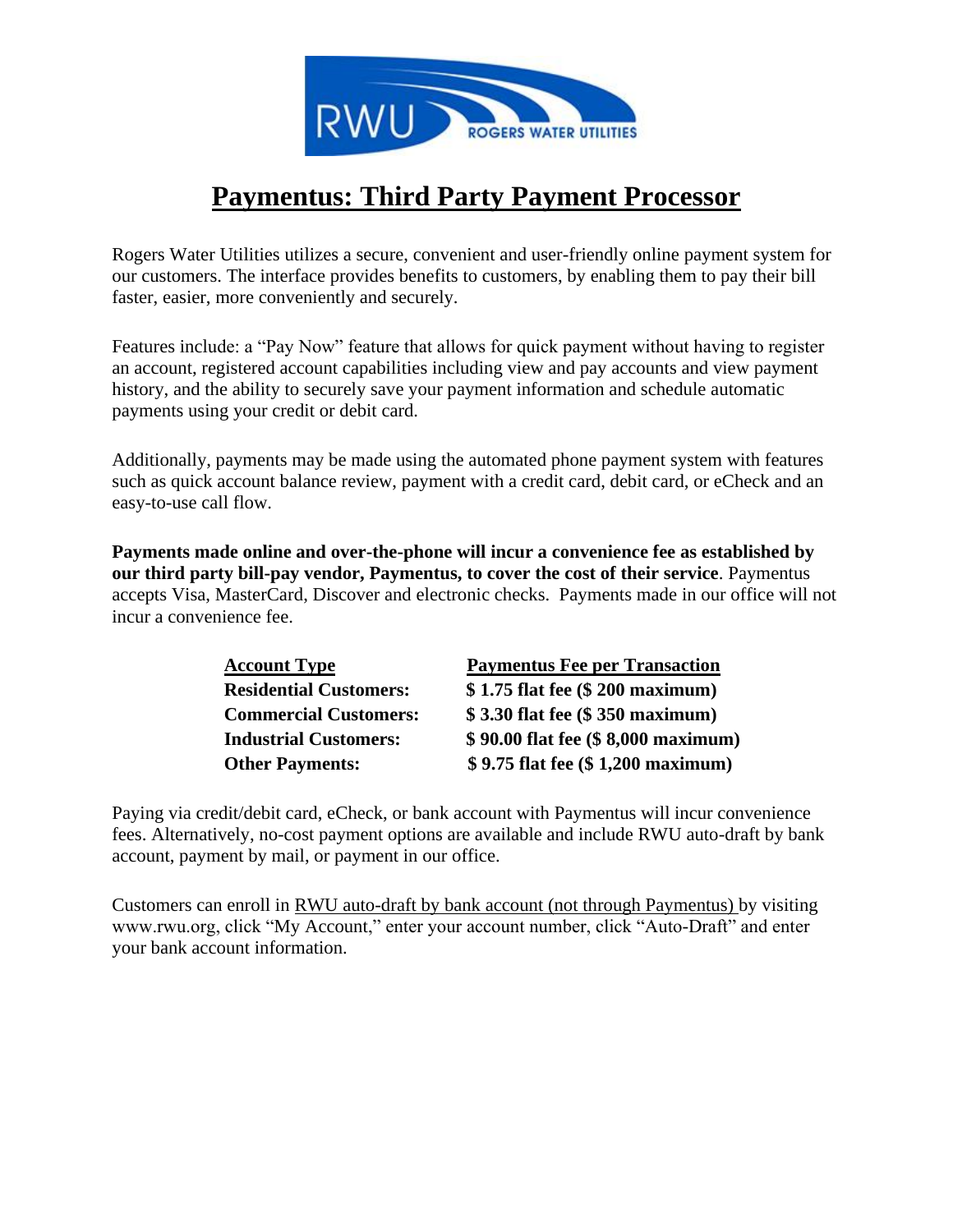RWU ROGERS WATER UTILITIES

# Paymentus: Third Party Payment Processor

Rogers Water Utilities utilizes a secure, convenient and user-friendly online payment system for our customers. The interface provides benefits to customers, by enabling them to pay their bill faster, easier, more conveniently and securely.

Features include: a "Pay Now" feature that allows for quick payment without having to register an account, registered account capabilities including view and pay accounts and view payment history, and the ability to securely save your payment information and schedule automatic payments using your credit or debit card.

Additionally, payments may be made using the automated phone payment system with features such as quick account balance review, payment with a credit card, debit card, or eCheck and an easy-to-use call flow.

**Payments made online and over-the-phone will incur a convenience fee as established by our third party bill-pay vendor, Paymentus, to cover the cost of their service**. Paymentus accepts Visa, MasterCard, Discover and electronic checks. Payments made in our office will not incur a convenience fee.

| Account Type | Paymentus Fee per Transaction |
|---|---|
| **Residential Customers:** | **$ 1.75 flat fee ($ 200 maximum)** |
| **Commercial Customers:** | **$ 3.30 flat fee ($ 350 maximum)** |
| **Industrial Customers:** | **$ 90.00 flat fee ($ 8,000 maximum)** |
| **Other Payments:** | **$ 9.75 flat fee ($ 1,200 maximum)** |

Paying via credit/debit card, eCheck, or bank account with Paymentus will incur convenience fees. Alternatively, no-cost payment options are available and include RWU auto-draft by bank account, payment by mail, or payment in our office.

Customers can enroll in RWU auto-draft by bank account (not through Paymentus) by visiting www.rwu.org, click "My Account," enter your account number, click "Auto-Draft" and enter your bank account information.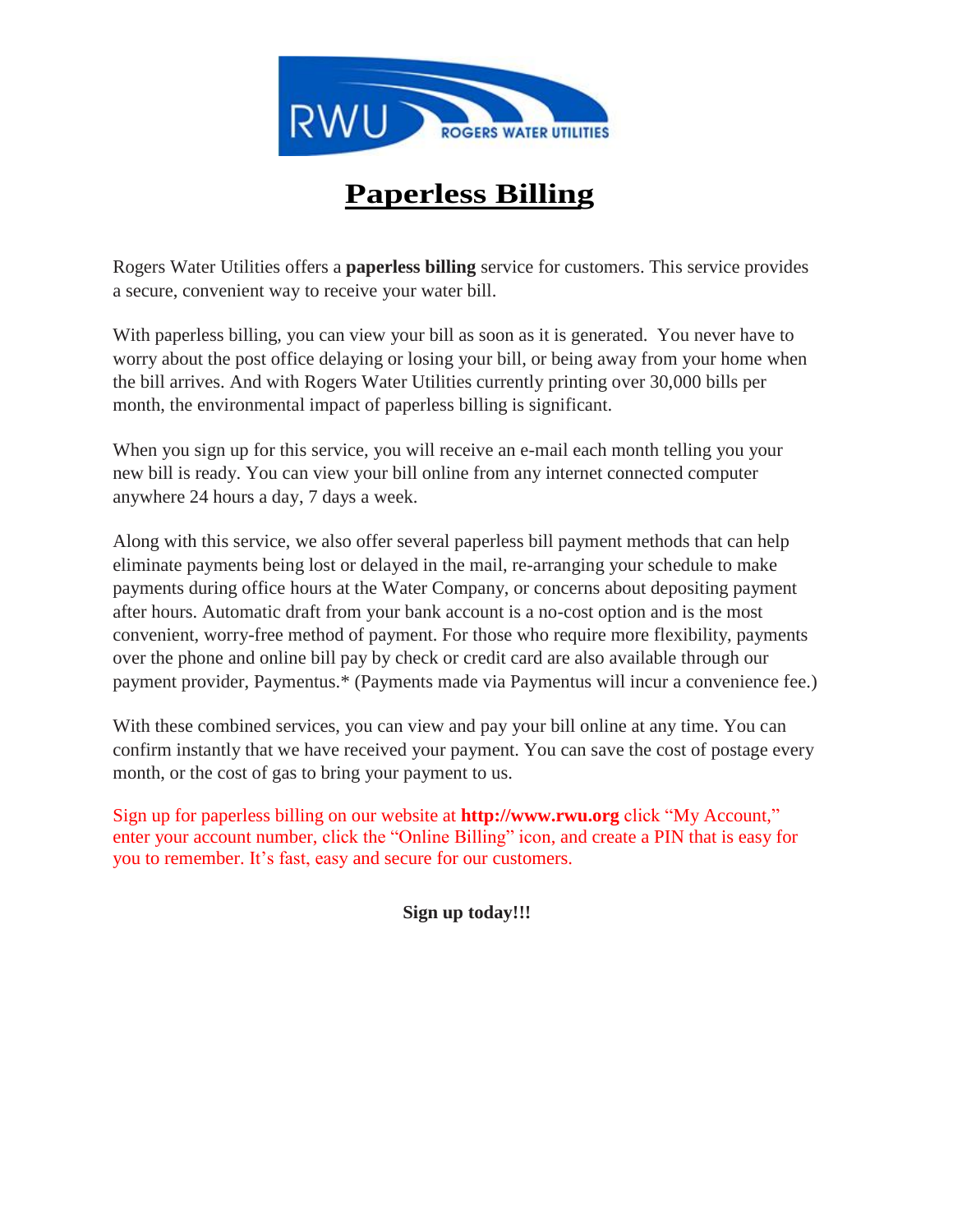RWU ROGERS WATER UTILITIES

# Paperless Billing

Rogers Water Utilities offers a **paperless billing** service for customers. This service provides a secure, convenient way to receive your water bill.

With paperless billing, you can view your bill as soon as it is generated. You never have to worry about the post office delaying or losing your bill, or being away from your home when the bill arrives. And with Rogers Water Utilities currently printing over 30,000 bills per month, the environmental impact of paperless billing is significant.

When you sign up for this service, you will receive an e-mail each month telling you your new bill is ready. You can view your bill online from any internet connected computer anywhere 24 hours a day, 7 days a week.

Along with this service, we also offer several paperless bill payment methods that can help eliminate payments being lost or delayed in the mail, re-arranging your schedule to make payments during office hours at the Water Company, or concerns about depositing payment after hours. Automatic draft from your bank account is a no-cost option and is the most convenient, worry-free method of payment. For those who require more flexibility, payments over the phone and online bill pay by check or credit card are also available through our payment provider, Paymentus.* (Payments made via Paymentus will incur a convenience fee.)

With these combined services, you can view and pay your bill online at any time. You can confirm instantly that we have received your payment. You can save the cost of postage every month, or the cost of gas to bring your payment to us.

Sign up for paperless billing on our website at **http://www.rwu.org** click "My Account," enter your account number, click the "Online Billing" icon, and create a PIN that is easy for you to remember. It's fast, easy and secure for our customers.

**Sign up today!!!**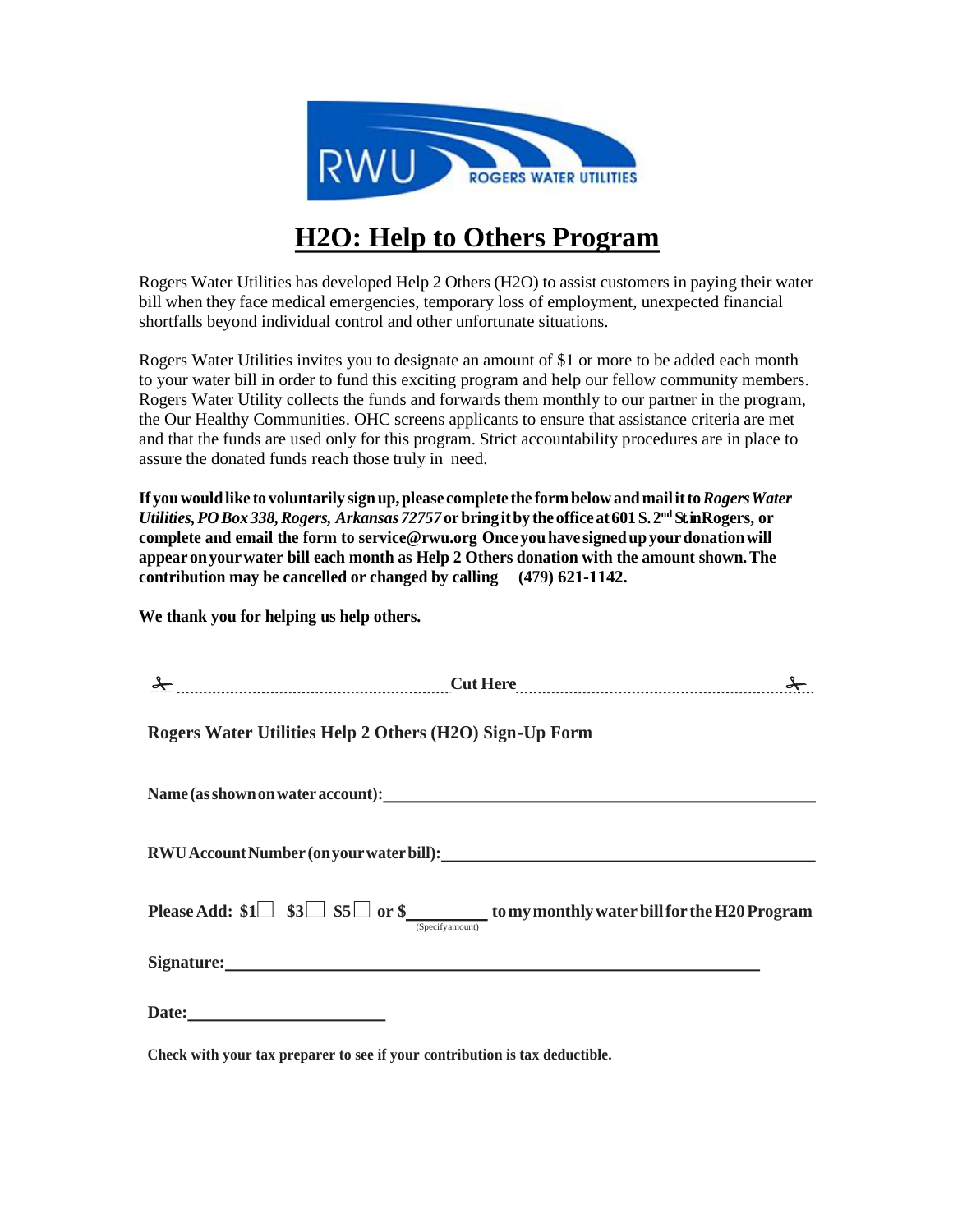RWU ROGERS WATER UTILITIES

# H2O: Help to Others Program

Rogers Water Utilities has developed Help 2 Others (H2O) to assist customers in paying their water bill when they face medical emergencies, temporary loss of employment, unexpected financial shortfalls beyond individual control and other unfortunate situations.

Rogers Water Utilities invites you to designate an amount of $1 or more to be added each month to your water bill in order to fund this exciting program and help our fellow community members. Rogers Water Utility collects the funds and forwards them monthly to our partner in the program, the Our Healthy Communities. OHC screens applicants to ensure that assistance criteria are met and that the funds are used only for this program. Strict accountability procedures are in place to assure the donated funds reach those truly in need.

**If you would like to voluntarily sign up, please complete the form below and mail it to *Rogers Water Utilities, PO Box 338, Rogers, Arkansas 72757* or bring it by the office at 601 S. 2nd St. in Rogers, or complete and email the form to service@rwu.org Once you have signed up your donation will appear on your water bill each month as Help 2 Others donation with the amount shown. The contribution may be cancelled or changed by calling (479) 621-1142.**

**We thank you for helping us help others.**

✂ ............................................................ **Cut Here** ............................................................ ✂

## Rogers Water Utilities Help 2 Others (H2O) Sign-Up Form

**Name (as shown on water account):** ____________________________________________

**RWU Account Number (on your water bill):** ______________________________________

**Please Add: $1☐ $3☐ $5☐ or $________ to my monthly water bill for the H20 Program**
(Specify amount)

**Signature:** ____________________________________________________

**Date:** ____________________

**Check with your tax preparer to see if your contribution is tax deductible.**